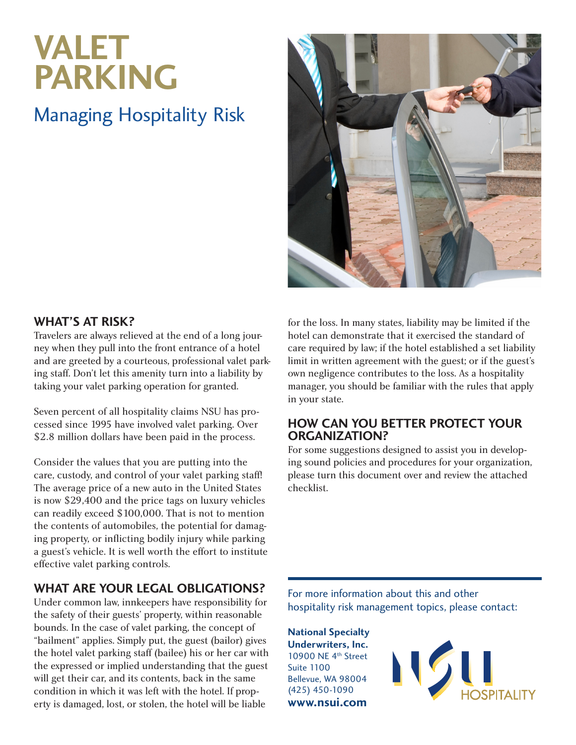# VALET PARKING

## Managing Hospitality Risk

### WHAT'S AT RISK?

Travelers are always relieved at the end of a long journey when they pull into the front entrance of a hotel and are greeted by a courteous, professional valet parking staff. Don't let this amenity turn into a liability by taking your valet parking operation for granted.

Seven percent of all hospitality claims NSU has processed since 1995 have involved valet parking. Over $2.8 million dollars have been paid in the process.

Consider the values that you are putting into the care, custody, and control of your valet parking staff! The average price of a new auto in the United States is now $29,400 and the price tags on luxury vehicles can readily exceed $100,000. That is not to mention the contents of automobiles, the potential for damaging property, or inflicting bodily injury while parking a guest's vehicle. It is well worth the effort to institute effective valet parking controls.

### WHAT ARE YOUR LEGAL OBLIGATIONS?

Under common law, innkeepers have responsibility for the safety of their guests' property, within reasonable bounds. In the case of valet parking, the concept of "bailment" applies. Simply put, the guest (bailor) gives the hotel valet parking staff (bailee) his or her car with the expressed or implied understanding that the guest will get their car, and its contents, back in the same condition in which it was left with the hotel. If property is damaged, lost, or stolen, the hotel will be liable for the loss. In many states, liability may be limited if the hotel can demonstrate that it exercised the standard of care required by law; if the hotel established a set liability limit in written agreement with the guest; or if the guest's own negligence contributes to the loss. As a hospitality manager, you should be familiar with the rules that apply in your state.

### HOW CAN YOU BETTER PROTECT YOUR ORGANIZATION?

For some suggestions designed to assist you in developing sound policies and procedures for your organization, please turn this document over and review the attached checklist.

---

For more information about this and other hospitality risk management topics, please contact:

**National Specialty Underwriters, Inc.**
10900 NE 4th Street
Suite 1100
Bellevue, WA 98004
(425) 450-1090
**www.nsui.com**

NSU HOSPITALITY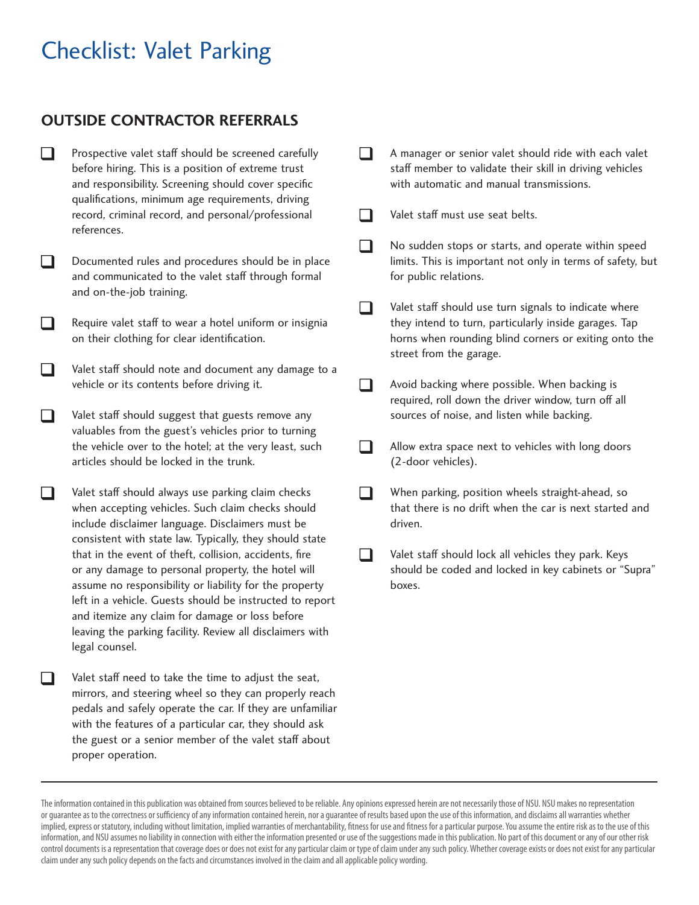# Checklist: Valet Parking

## OUTSIDE CONTRACTOR REFERRALS

- [ ] Prospective valet staff should be screened carefully before hiring. This is a position of extreme trust and responsibility. Screening should cover specific qualifications, minimum age requirements, driving record, criminal record, and personal/professional references.

- [ ] Documented rules and procedures should be in place and communicated to the valet staff through formal and on-the-job training.

- [ ] Require valet staff to wear a hotel uniform or insignia on their clothing for clear identification.

- [ ] Valet staff should note and document any damage to a vehicle or its contents before driving it.

- [ ] Valet staff should suggest that guests remove any valuables from the guest's vehicles prior to turning the vehicle over to the hotel; at the very least, such articles should be locked in the trunk.

- [ ] Valet staff should always use parking claim checks when accepting vehicles. Such claim checks should include disclaimer language. Disclaimers must be consistent with state law. Typically, they should state that in the event of theft, collision, accidents, fire or any damage to personal property, the hotel will assume no responsibility or liability for the property left in a vehicle. Guests should be instructed to report and itemize any claim for damage or loss before leaving the parking facility. Review all disclaimers with legal counsel.

- [ ] Valet staff need to take the time to adjust the seat, mirrors, and steering wheel so they can properly reach pedals and safely operate the car. If they are unfamiliar with the features of a particular car, they should ask the guest or a senior member of the valet staff about proper operation.

- [ ] A manager or senior valet should ride with each valet staff member to validate their skill in driving vehicles with automatic and manual transmissions.

- [ ] Valet staff must use seat belts.

- [ ] No sudden stops or starts, and operate within speed limits. This is important not only in terms of safety, but for public relations.

- [ ] Valet staff should use turn signals to indicate where they intend to turn, particularly inside garages. Tap horns when rounding blind corners or exiting onto the street from the garage.

- [ ] Avoid backing where possible. When backing is required, roll down the driver window, turn off all sources of noise, and listen while backing.

- [ ] Allow extra space next to vehicles with long doors (2-door vehicles).

- [ ] When parking, position wheels straight-ahead, so that there is no drift when the car is next started and driven.

- [ ] Valet staff should lock all vehicles they park. Keys should be coded and locked in key cabinets or "Supra" boxes.

---

The information contained in this publication was obtained from sources believed to be reliable. Any opinions expressed herein are not necessarily those of NSU. NSU makes no representation or guarantee as to the correctness or sufficiency of any information contained herein, nor a guarantee of results based upon the use of this information, and disclaims all warranties whether implied, express or statutory, including without limitation, implied warranties of merchantability, fitness for use and fitness for a particular purpose. You assume the entire risk as to the use of this information, and NSU assumes no liability in connection with either the information presented or use of the suggestions made in this publication. No part of this document or any of our other risk control documents is a representation that coverage does or does not exist for any particular claim or type of claim under any such policy. Whether coverage exists or does not exist for any particular claim under any such policy depends on the facts and circumstances involved in the claim and all applicable policy wording.